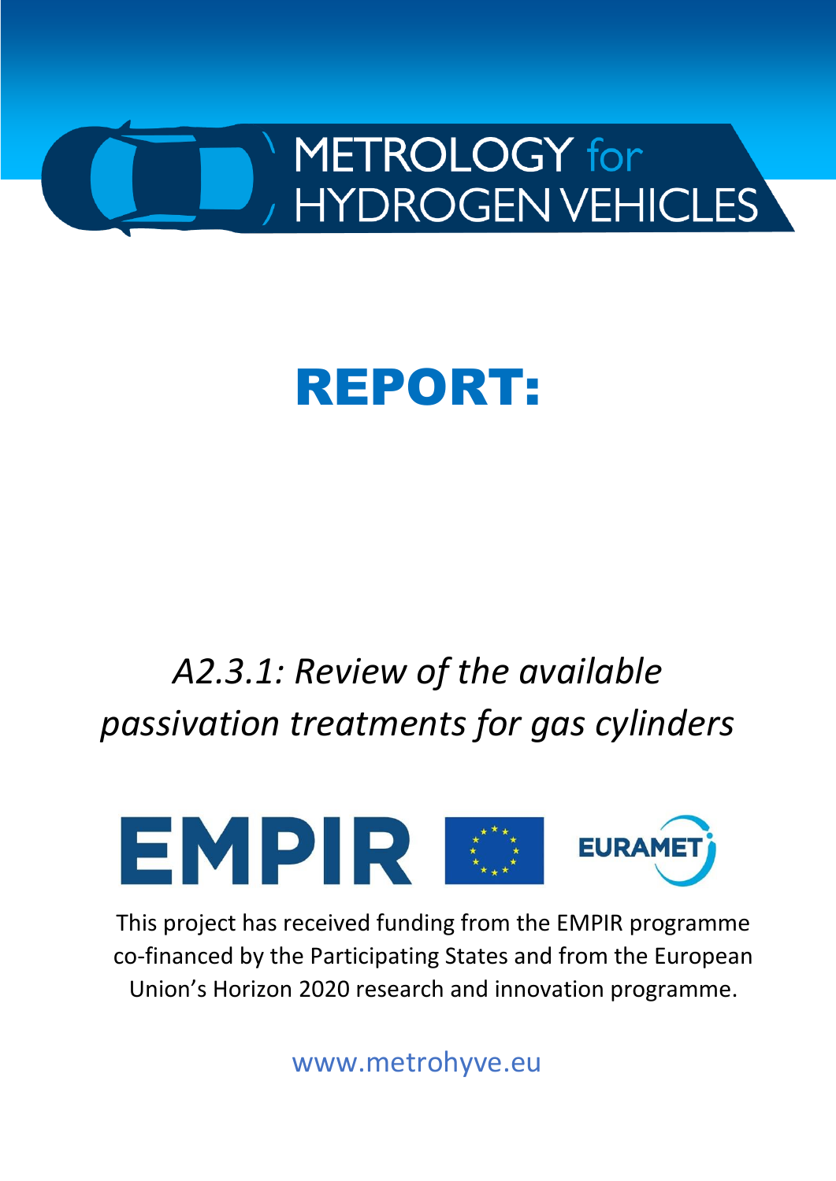METROLOGY for HYDROGEN VEHICLES

# REPORT:

*A2.3.1: Review of the available passivation treatments for gas cylinders*

EMPIR EURAMET

This project has received funding from the EMPIR programme co-financed by the Participating States and from the European Union's Horizon 2020 research and innovation programme.

www.metrohyve.eu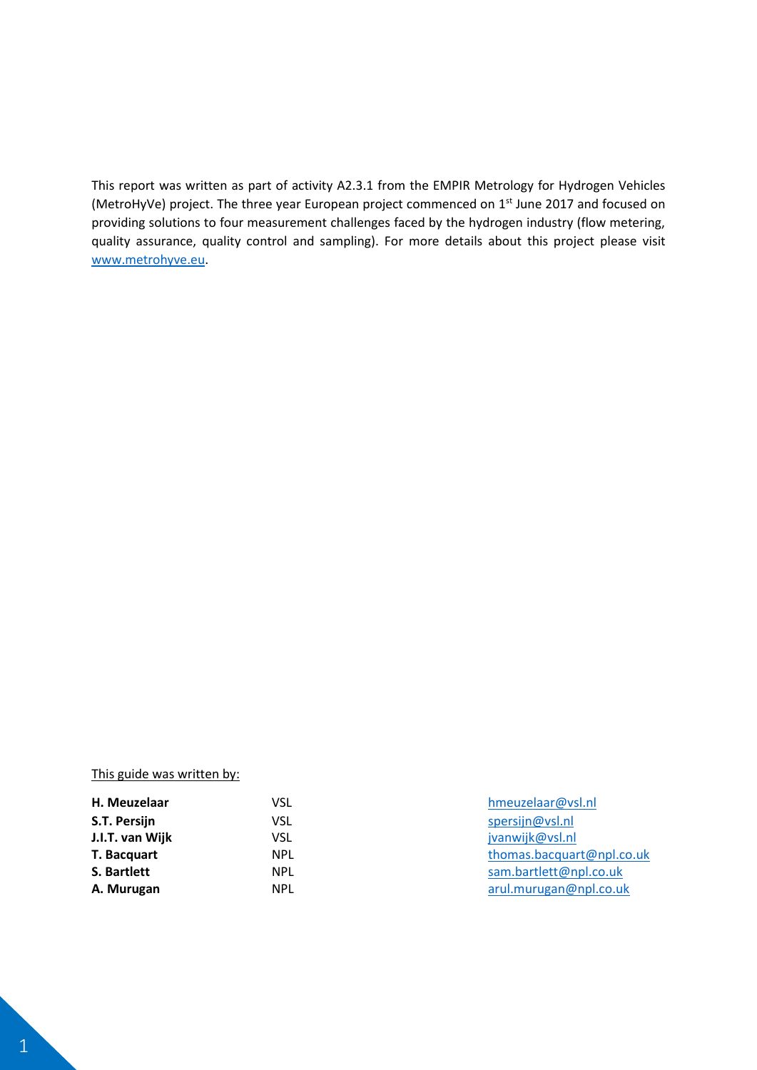This report was written as part of activity A2.3.1 from the EMPIR Metrology for Hydrogen Vehicles (MetroHyVe) project. The three year European project commenced on 1st June 2017 and focused on providing solutions to four measurement challenges faced by the hydrogen industry (flow metering, quality assurance, quality control and sampling). For more details about this project please visit [www.metrohyve.eu](http://www.metrohyve.eu).

This guide was written by:

| | | |
|---|---|---|
| **H. Meuzelaar** | VSL | hmeuzelaar@vsl.nl |
| **S.T. Persijn** | VSL | spersijn@vsl.nl |
| **J.I.T. van Wijk** | VSL | jvanwijk@vsl.nl |
| **T. Bacquart** | NPL | thomas.bacquart@npl.co.uk |
| **S. Bartlett** | NPL | sam.bartlett@npl.co.uk |
| **A. Murugan** | NPL | arul.murugan@npl.co.uk |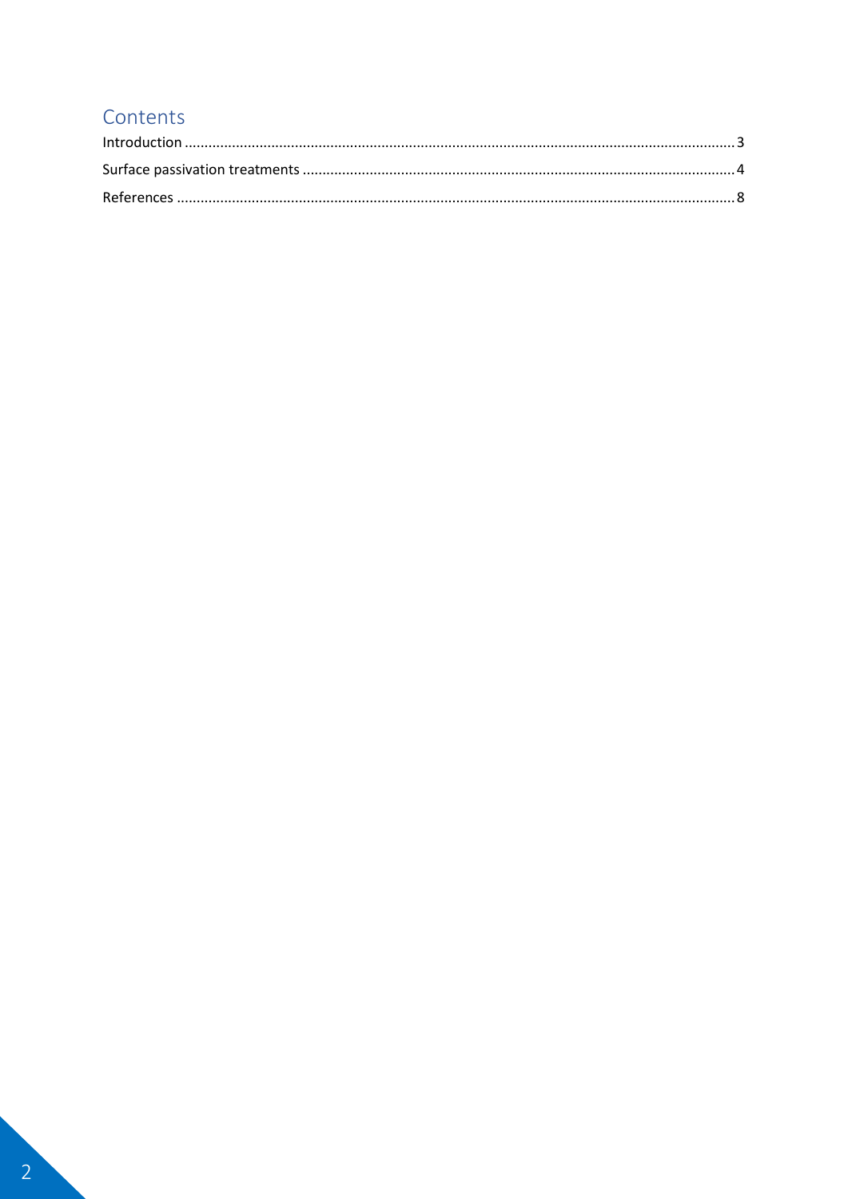# Contents

Introduction ........................................................................................................................................ 3

Surface passivation treatments ......................................................................................................... 4

References .......................................................................................................................................... 8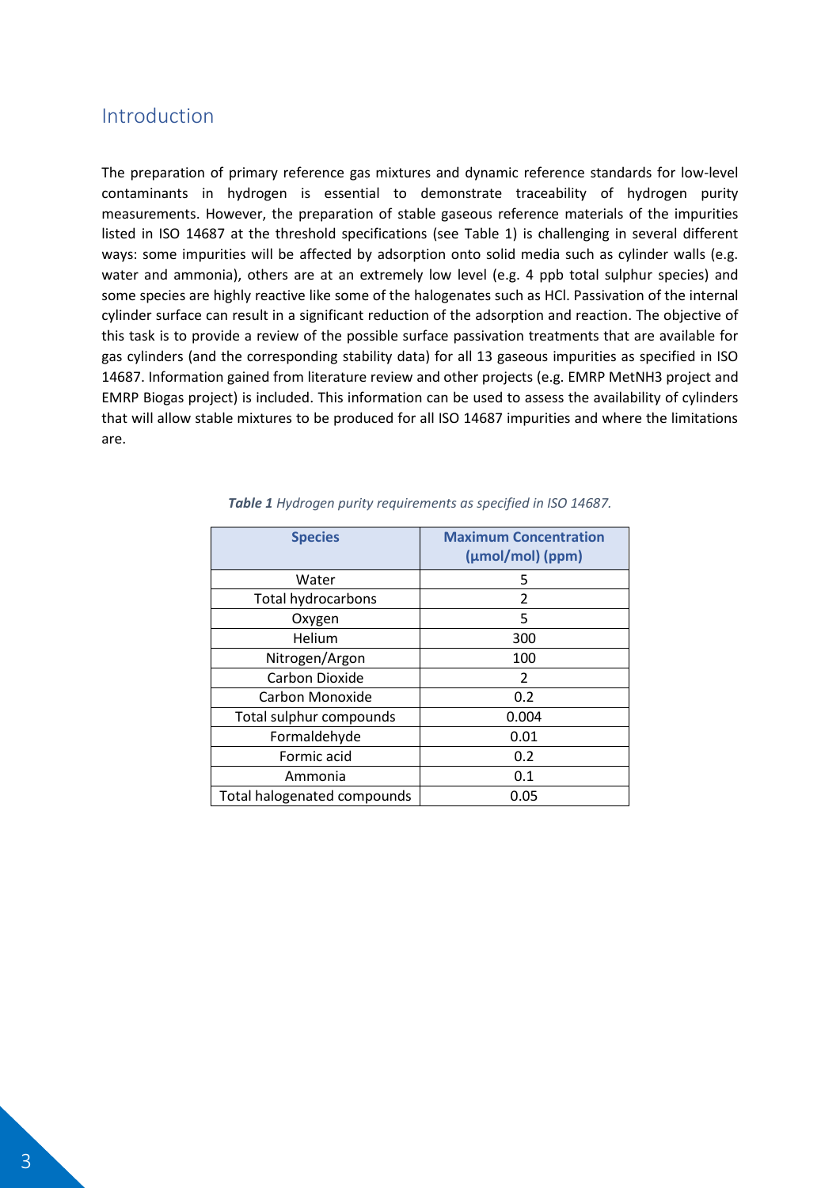## Introduction

The preparation of primary reference gas mixtures and dynamic reference standards for low-level contaminants in hydrogen is essential to demonstrate traceability of hydrogen purity measurements. However, the preparation of stable gaseous reference materials of the impurities listed in ISO 14687 at the threshold specifications (see Table 1) is challenging in several different ways: some impurities will be affected by adsorption onto solid media such as cylinder walls (e.g. water and ammonia), others are at an extremely low level (e.g. 4 ppb total sulphur species) and some species are highly reactive like some of the halogenates such as HCl. Passivation of the internal cylinder surface can result in a significant reduction of the adsorption and reaction. The objective of this task is to provide a review of the possible surface passivation treatments that are available for gas cylinders (and the corresponding stability data) for all 13 gaseous impurities as specified in ISO 14687. Information gained from literature review and other projects (e.g. EMRP MetNH3 project and EMRP Biogas project) is included. This information can be used to assess the availability of cylinders that will allow stable mixtures to be produced for all ISO 14687 impurities and where the limitations are.

***Table 1*** *Hydrogen purity requirements as specified in ISO 14687.*

| Species | Maximum Concentration (µmol/mol) (ppm) |
|---|---|
| Water | 5 |
| Total hydrocarbons | 2 |
| Oxygen | 5 |
| Helium | 300 |
| Nitrogen/Argon | 100 |
| Carbon Dioxide | 2 |
| Carbon Monoxide | 0.2 |
| Total sulphur compounds | 0.004 |
| Formaldehyde | 0.01 |
| Formic acid | 0.2 |
| Ammonia | 0.1 |
| Total halogenated compounds | 0.05 |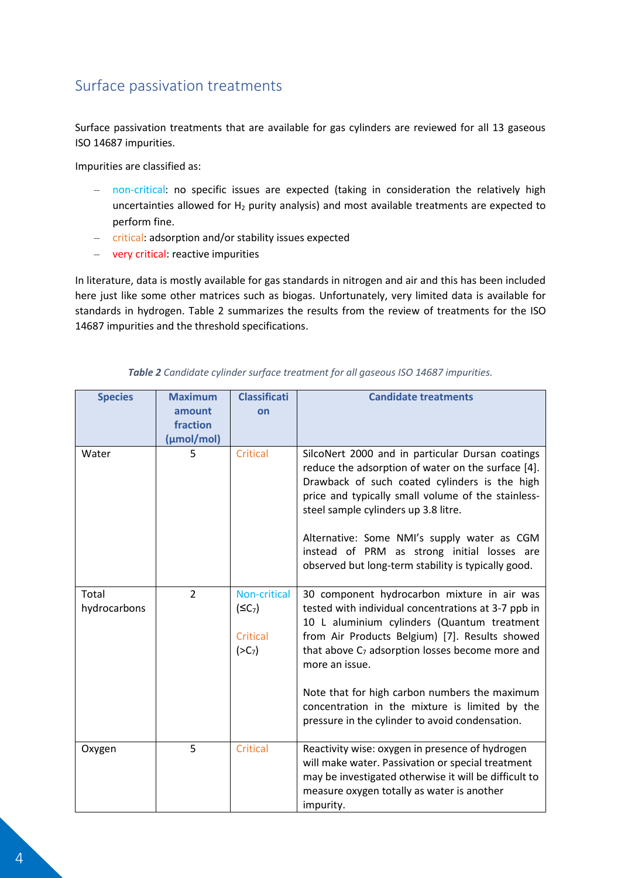## Surface passivation treatments

Surface passivation treatments that are available for gas cylinders are reviewed for all 13 gaseous ISO 14687 impurities.

Impurities are classified as:

- non-critical: no specific issues are expected (taking in consideration the relatively high uncertainties allowed for $H_2$ purity analysis) and most available treatments are expected to perform fine.
- critical: adsorption and/or stability issues expected
- very critical: reactive impurities

In literature, data is mostly available for gas standards in nitrogen and air and this has been included here just like some other matrices such as biogas. Unfortunately, very limited data is available for standards in hydrogen. Table 2 summarizes the results from the review of treatments for the ISO 14687 impurities and the threshold specifications.

***Table 2*** *Candidate cylinder surface treatment for all gaseous ISO 14687 impurities.*

| Species | Maximum amount fraction (µmol/mol) | Classification | Candidate treatments |
|---|---|---|---|
| Water | 5 | Critical | SilcoNert 2000 and in particular Dursan coatings reduce the adsorption of water on the surface [4]. Drawback of such coated cylinders is the high price and typically small volume of the stainless-steel sample cylinders up 3.8 litre.<br><br>Alternative: Some NMI's supply water as CGM instead of PRM as strong initial losses are observed but long-term stability is typically good. |
| Total hydrocarbons | 2 | Non-critical ($\leq C_7$)<br><br>Critical ($>C_7$) | 30 component hydrocarbon mixture in air was tested with individual concentrations at 3-7 ppb in 10 L aluminium cylinders (Quantum treatment from Air Products Belgium) [7]. Results showed that above $C_7$ adsorption losses become more and more an issue.<br><br>Note that for high carbon numbers the maximum concentration in the mixture is limited by the pressure in the cylinder to avoid condensation. |
| Oxygen | 5 | Critical | Reactivity wise: oxygen in presence of hydrogen will make water. Passivation or special treatment may be investigated otherwise it will be difficult to measure oxygen totally as water is another impurity. |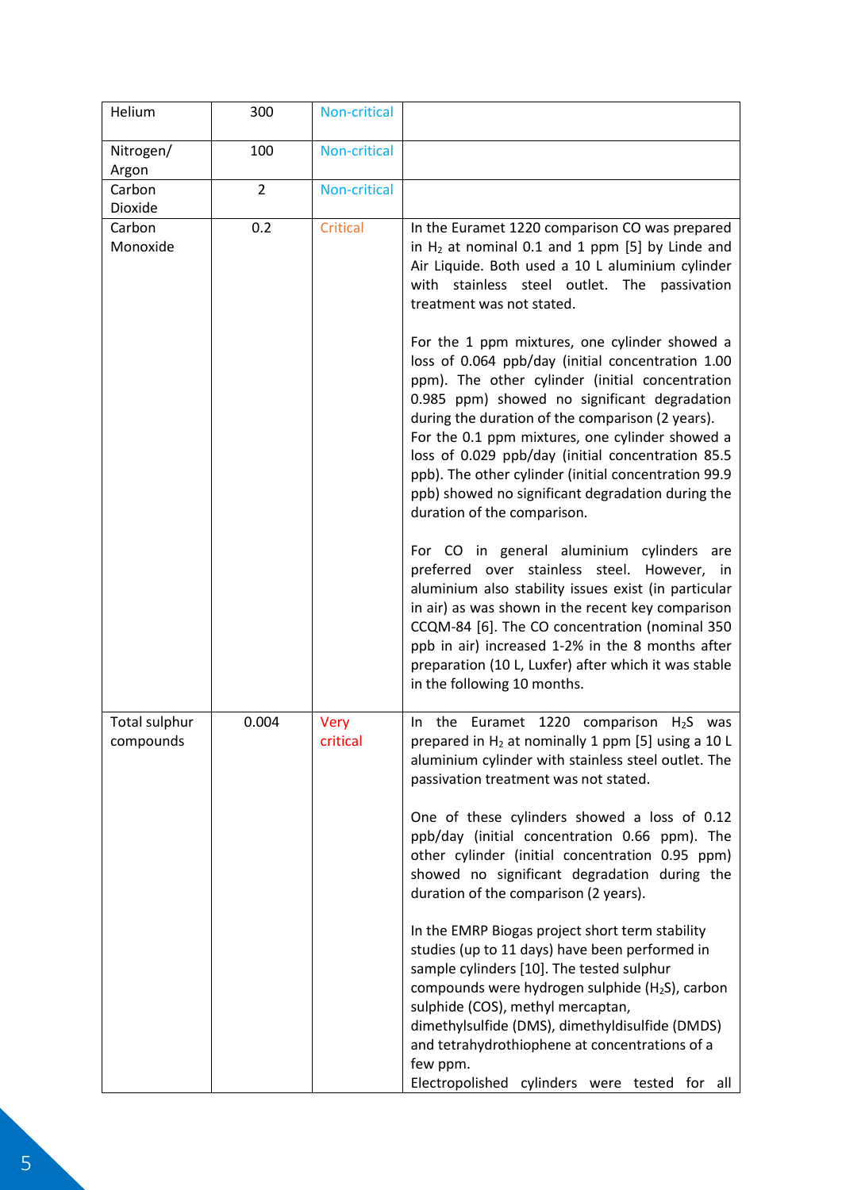| | | | |
|---|---|---|---|
| Helium | 300 | Non-critical | |
| Nitrogen/ Argon | 100 | Non-critical | |
| Carbon Dioxide | 2 | Non-critical | |
| Carbon Monoxide | 0.2 | Critical | In the Euramet 1220 comparison CO was prepared in $H_2$ at nominal 0.1 and 1 ppm [5] by Linde and Air Liquide. Both used a 10 L aluminium cylinder with stainless steel outlet. The passivation treatment was not stated.<br><br>For the 1 ppm mixtures, one cylinder showed a loss of 0.064 ppb/day (initial concentration 1.00 ppm). The other cylinder (initial concentration 0.985 ppm) showed no significant degradation during the duration of the comparison (2 years). For the 0.1 ppm mixtures, one cylinder showed a loss of 0.029 ppb/day (initial concentration 85.5 ppb). The other cylinder (initial concentration 99.9 ppb) showed no significant degradation during the duration of the comparison.<br><br>For CO in general aluminium cylinders are preferred over stainless steel. However, in aluminium also stability issues exist (in particular in air) as was shown in the recent key comparison CCQM-84 [6]. The CO concentration (nominal 350 ppb in air) increased 1-2% in the 8 months after preparation (10 L, Luxfer) after which it was stable in the following 10 months. |
| Total sulphur compounds | 0.004 | Very critical | In the Euramet 1220 comparison $H_2S$ was prepared in $H_2$ at nominally 1 ppm [5] using a 10 L aluminium cylinder with stainless steel outlet. The passivation treatment was not stated.<br><br>One of these cylinders showed a loss of 0.12 ppb/day (initial concentration 0.66 ppm). The other cylinder (initial concentration 0.95 ppm) showed no significant degradation during the duration of the comparison (2 years).<br><br>In the EMRP Biogas project short term stability studies (up to 11 days) have been performed in sample cylinders [10]. The tested sulphur compounds were hydrogen sulphide ($H_2S$), carbon sulphide (COS), methyl mercaptan, dimethylsulfide (DMS), dimethyldisulfide (DMDS) and tetrahydrothiophene at concentrations of a few ppm.<br>Electropolished cylinders were tested for all |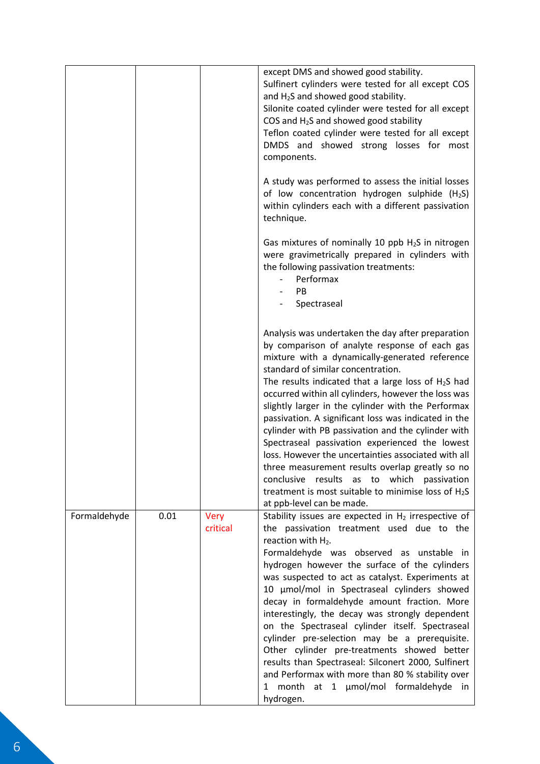| | | | |
|---|---|---|---|
| | | | except DMS and showed good stability.<br>Sulfinert cylinders were tested for all except COS and $H_2S$ and showed good stability.<br>Silonite coated cylinder were tested for all except COS and $H_2S$ and showed good stability<br>Teflon coated cylinder were tested for all except DMDS and showed strong losses for most components.<br><br>A study was performed to assess the initial losses of low concentration hydrogen sulphide ($H_2S$) within cylinders each with a different passivation technique.<br><br>Gas mixtures of nominally 10 ppb $H_2S$ in nitrogen were gravimetrically prepared in cylinders with the following passivation treatments:<br>- Performax<br>- PB<br>- Spectraseal<br><br>Analysis was undertaken the day after preparation by comparison of analyte response of each gas mixture with a dynamically-generated reference standard of similar concentration.<br>The results indicated that a large loss of $H_2S$ had occurred within all cylinders, however the loss was slightly larger in the cylinder with the Performax passivation. A significant loss was indicated in the cylinder with PB passivation and the cylinder with Spectraseal passivation experienced the lowest loss. However the uncertainties associated with all three measurement results overlap greatly so no conclusive results as to which passivation treatment is most suitable to minimise loss of $H_2S$ at ppb-level can be made. |
| Formaldehyde | 0.01 | Very critical | Stability issues are expected in $H_2$ irrespective of the passivation treatment used due to the reaction with $H_2$.<br>Formaldehyde was observed as unstable in hydrogen however the surface of the cylinders was suspected to act as catalyst. Experiments at 10 µmol/mol in Spectraseal cylinders showed decay in formaldehyde amount fraction. More interestingly, the decay was strongly dependent on the Spectraseal cylinder itself. Spectraseal cylinder pre-selection may be a prerequisite. Other cylinder pre-treatments showed better results than Spectraseal: Silconert 2000, Sulfinert and Performax with more than 80 % stability over 1 month at 1 µmol/mol formaldehyde in hydrogen. |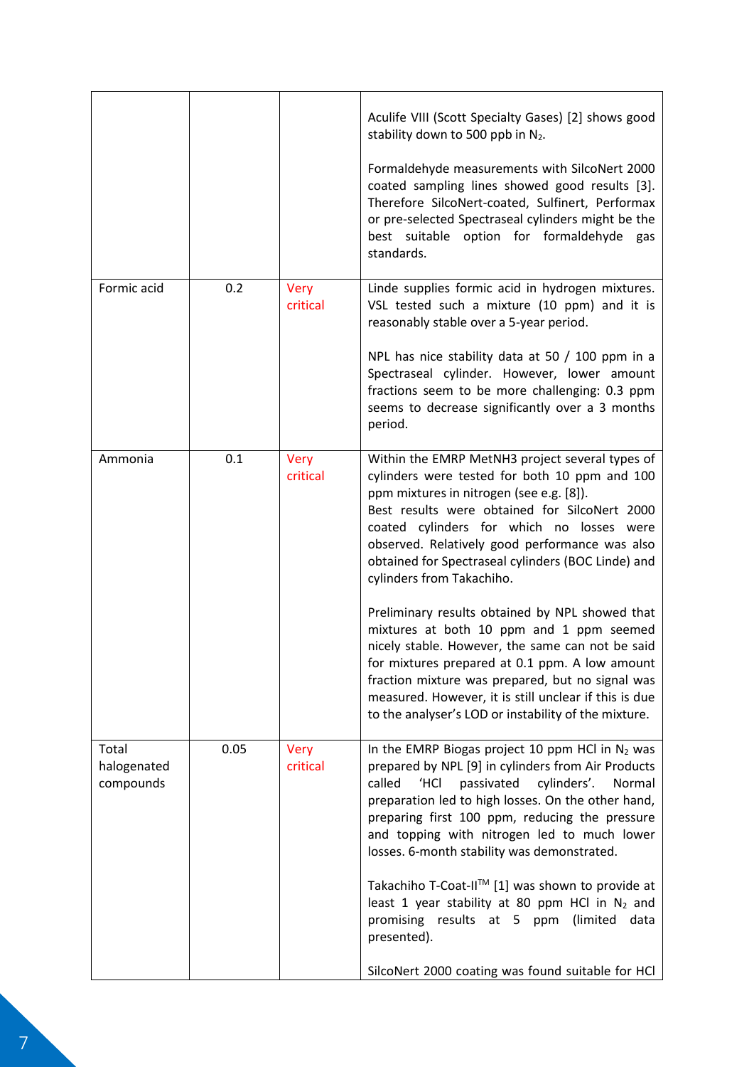| | | | |
|---|---|---|---|
| | | | Aculife VIII (Scott Specialty Gases) [2] shows good stability down to 500 ppb in $N_2$.<br><br>Formaldehyde measurements with SilcoNert 2000 coated sampling lines showed good results [3]. Therefore SilcoNert-coated, Sulfinert, Performax or pre-selected Spectraseal cylinders might be the best suitable option for formaldehyde gas standards. |
| Formic acid | 0.2 | Very critical | Linde supplies formic acid in hydrogen mixtures. VSL tested such a mixture (10 ppm) and it is reasonably stable over a 5-year period.<br><br>NPL has nice stability data at 50 / 100 ppm in a Spectraseal cylinder. However, lower amount fractions seem to be more challenging: 0.3 ppm seems to decrease significantly over a 3 months period. |
| Ammonia | 0.1 | Very critical | Within the EMRP MetNH3 project several types of cylinders were tested for both 10 ppm and 100 ppm mixtures in nitrogen (see e.g. [8]).<br>Best results were obtained for SilcoNert 2000 coated cylinders for which no losses were observed. Relatively good performance was also obtained for Spectraseal cylinders (BOC Linde) and cylinders from Takachiho.<br><br>Preliminary results obtained by NPL showed that mixtures at both 10 ppm and 1 ppm seemed nicely stable. However, the same can not be said for mixtures prepared at 0.1 ppm. A low amount fraction mixture was prepared, but no signal was measured. However, it is still unclear if this is due to the analyser's LOD or instability of the mixture. |
| Total halogenated compounds | 0.05 | Very critical | In the EMRP Biogas project 10 ppm HCl in $N_2$ was prepared by NPL [9] in cylinders from Air Products called 'HCl passivated cylinders'. Normal preparation led to high losses. On the other hand, preparing first 100 ppm, reducing the pressure and topping with nitrogen led to much lower losses. 6-month stability was demonstrated.<br><br>Takachiho T-Coat-II™ [1] was shown to provide at least 1 year stability at 80 ppm HCl in $N_2$ and promising results at 5 ppm (limited data presented).<br><br>SilcoNert 2000 coating was found suitable for HCl |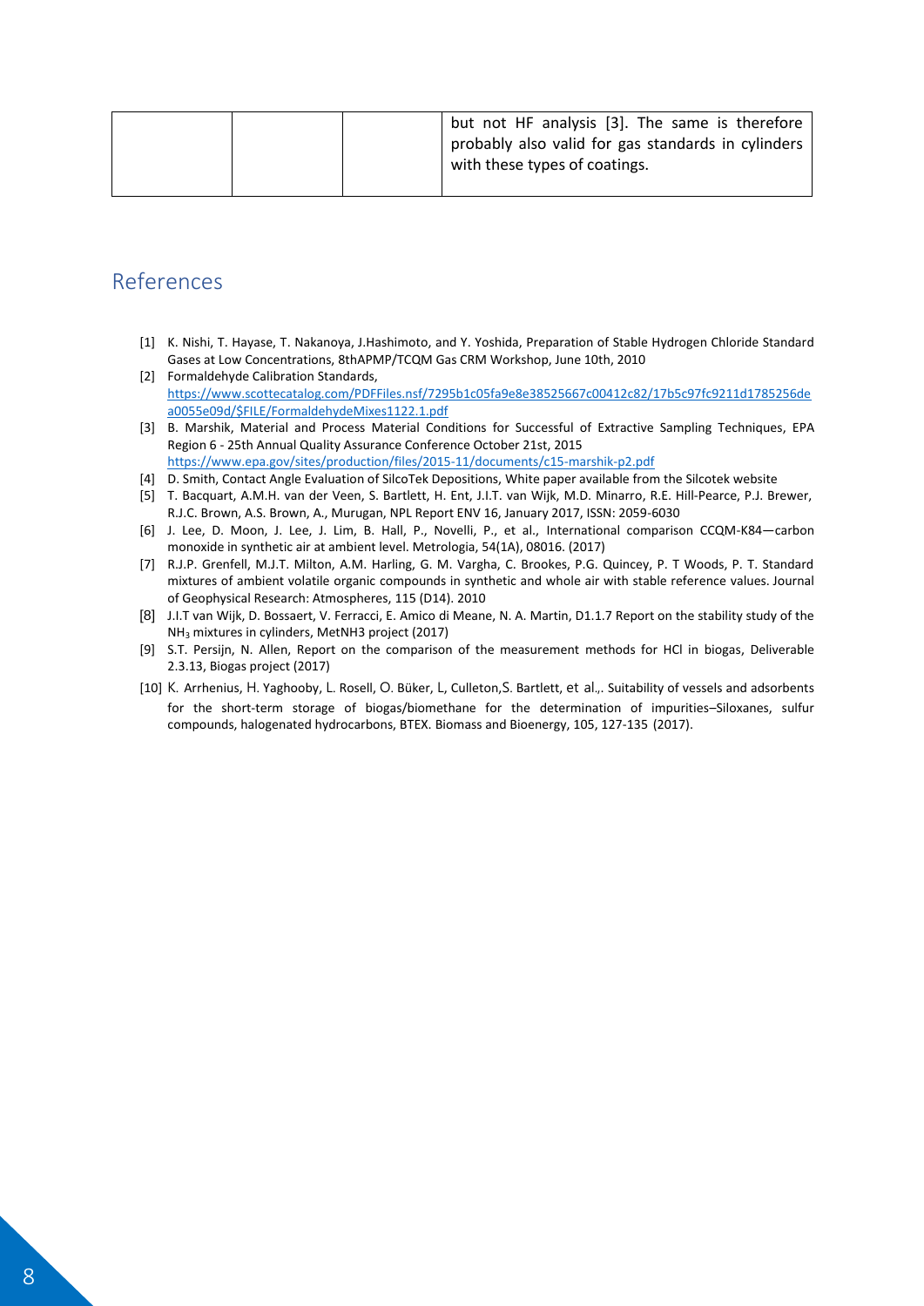| | | | |
|---|---|---|---|
| | | | but not HF analysis [3]. The same is therefore probably also valid for gas standards in cylinders with these types of coatings. |

## References

[1] K. Nishi, T. Hayase, T. Nakanoya, J.Hashimoto, and Y. Yoshida, Preparation of Stable Hydrogen Chloride Standard Gases at Low Concentrations, 8thAPMP/TCQM Gas CRM Workshop, June 10th, 2010

[2] Formaldehyde Calibration Standards, https://www.scottecatalog.com/PDFFiles.nsf/7295b1c05fa9e8e38525667c00412c82/17b5c97fc9211d1785256dea0055e09d/$FILE/FormaldehydeMixes1122.1.pdf

[3] B. Marshik, Material and Process Material Conditions for Successful of Extractive Sampling Techniques, EPA Region 6 - 25th Annual Quality Assurance Conference October 21st, 2015 https://www.epa.gov/sites/production/files/2015-11/documents/c15-marshik-p2.pdf

[4] D. Smith, Contact Angle Evaluation of SilcoTek Depositions, White paper available from the Silcotek website

[5] T. Bacquart, A.M.H. van der Veen, S. Bartlett, H. Ent, J.I.T. van Wijk, M.D. Minarro, R.E. Hill-Pearce, P.J. Brewer, R.J.C. Brown, A.S. Brown, A., Murugan, NPL Report ENV 16, January 2017, ISSN: 2059-6030

[6] J. Lee, D. Moon, J. Lee, J. Lim, B. Hall, P., Novelli, P., et al., International comparison CCQM-K84—carbon monoxide in synthetic air at ambient level. Metrologia, 54(1A), 08016. (2017)

[7] R.J.P. Grenfell, M.J.T. Milton, A.M. Harling, G. M. Vargha, C. Brookes, P.G. Quincey, P. T Woods, P. T. Standard mixtures of ambient volatile organic compounds in synthetic and whole air with stable reference values. Journal of Geophysical Research: Atmospheres, 115 (D14). 2010

[8] J.I.T van Wijk, D. Bossaert, V. Ferracci, E. Amico di Meane, N. A. Martin, D1.1.7 Report on the stability study of the $NH_3$ mixtures in cylinders, MetNH3 project (2017)

[9] S.T. Persijn, N. Allen, Report on the comparison of the measurement methods for HCl in biogas, Deliverable 2.3.13, Biogas project (2017)

[10] K. Arrhenius, H. Yaghooby, L. Rosell, O. Büker, L, Culleton,S. Bartlett, et al.,. Suitability of vessels and adsorbents for the short-term storage of biogas/biomethane for the determination of impurities–Siloxanes, sulfur compounds, halogenated hydrocarbons, BTEX. Biomass and Bioenergy, 105, 127-135 (2017).